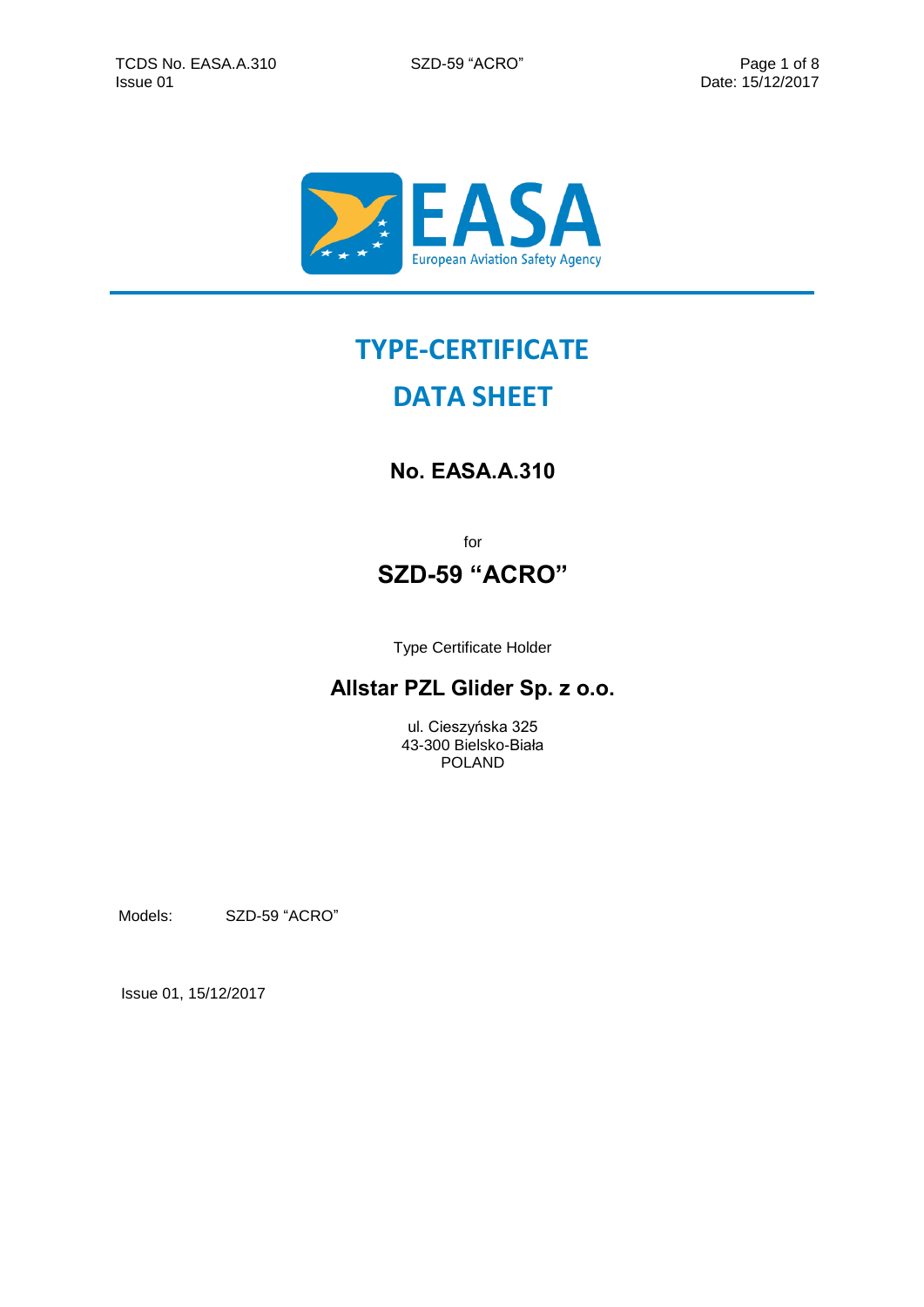# TYPE-CERTIFICATE DATA SHEET

## No. EASA.A.310

for

## SZD-59 “ACRO”

Type Certificate Holder

### Allstar PZL Glider Sp. z o.o.

ul. Cieszyńska 325
43-300 Bielsko-Biała
POLAND

Models: SZD-59 “ACRO”

Issue 01, 15/12/2017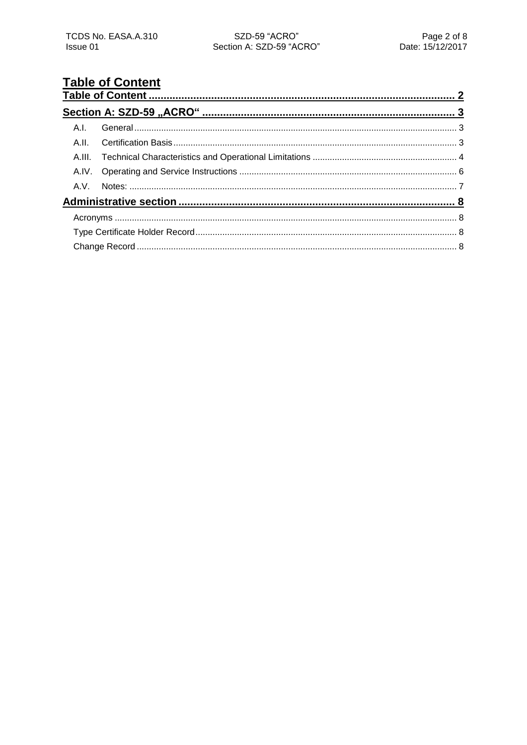# Table of Content

**Table of Content** ..................................................................................................... 2

**Section A: SZD-59 „ACRO“** .................................................................................... 3

A.I. General ..................................................................................................................................... 3

A.II. Certification Basis ................................................................................................................... 3

A.III. Technical Characteristics and Operational Limitations ........................................................... 4

A.IV. Operating and Service Instructions ......................................................................................... 6

A.V. Notes: ...................................................................................................................................... 7

**Administrative section** ............................................................................................ 8

Acronyms ........................................................................................................................................... 8

Type Certificate Holder Record ........................................................................................................... 8

Change Record .................................................................................................................................. 8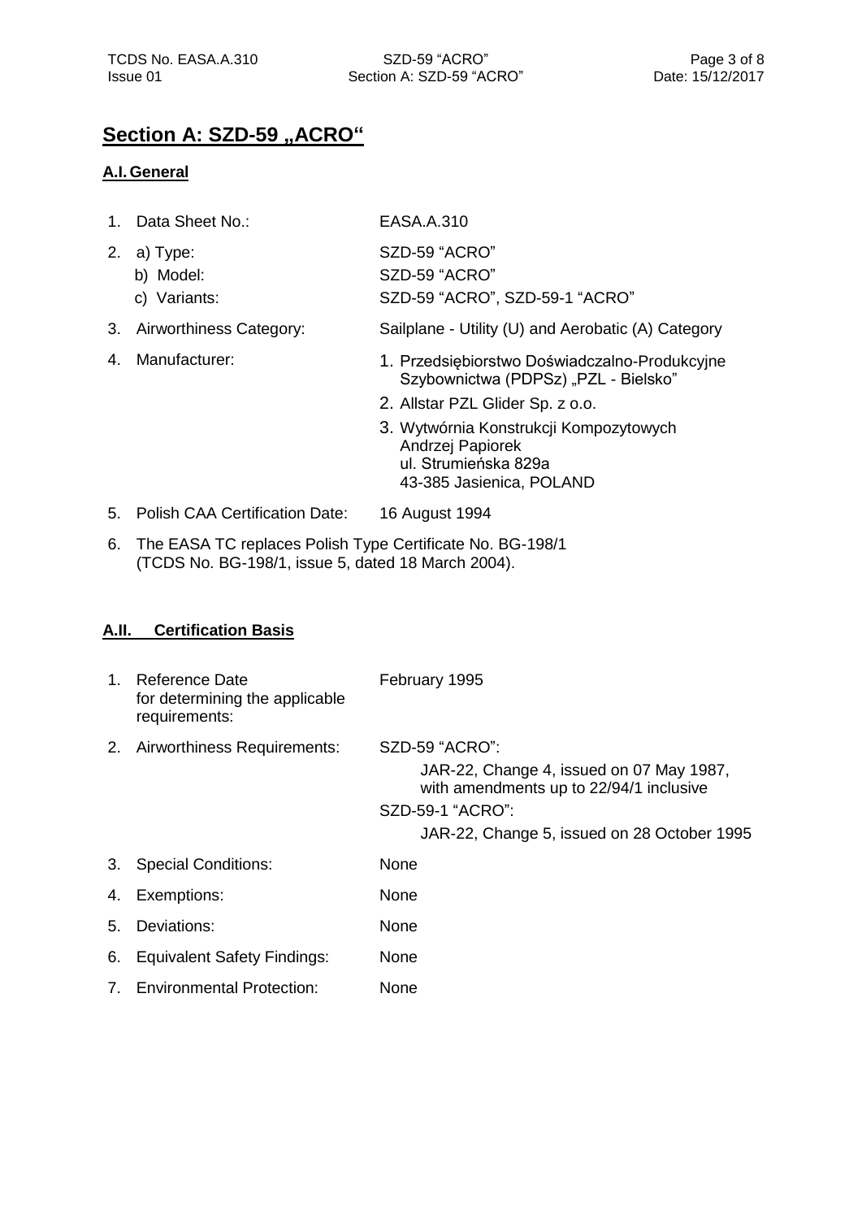## Section A: SZD-59 „ACRO“

### A.I. General

| | | |
|---|---|---|
| 1. | Data Sheet No.: | EASA.A.310 |
| 2. | a) Type: | SZD-59 "ACRO" |
| | b) Model: | SZD-59 "ACRO" |
| | c) Variants: | SZD-59 "ACRO", SZD-59-1 "ACRO" |
| 3. | Airworthiness Category: | Sailplane - Utility (U) and Aerobatic (A) Category |
| 4. | Manufacturer: | 1. Przedsiębiorstwo Doświadczalno-Produkcyjne Szybownictwa (PDPSz) „PZL - Bielsko"<br>2. Allstar PZL Glider Sp. z o.o.<br>3. Wytwórnia Konstrukcji Kompozytowych Andrzej Papiorek ul. Strumieńska 829a 43-385 Jasienica, POLAND |
| 5. | Polish CAA Certification Date: | 16 August 1994 |

6. The EASA TC replaces Polish Type Certificate No. BG-198/1 (TCDS No. BG-198/1, issue 5, dated 18 March 2004).

### A.II. Certification Basis

| | | |
|---|---|---|
| 1. | Reference Date for determining the applicable requirements: | February 1995 |
| 2. | Airworthiness Requirements: | SZD-59 "ACRO":<br>JAR-22, Change 4, issued on 07 May 1987, with amendments up to 22/94/1 inclusive<br>SZD-59-1 "ACRO":<br>JAR-22, Change 5, issued on 28 October 1995 |
| 3. | Special Conditions: | None |
| 4. | Exemptions: | None |
| 5. | Deviations: | None |
| 6. | Equivalent Safety Findings: | None |
| 7. | Environmental Protection: | None |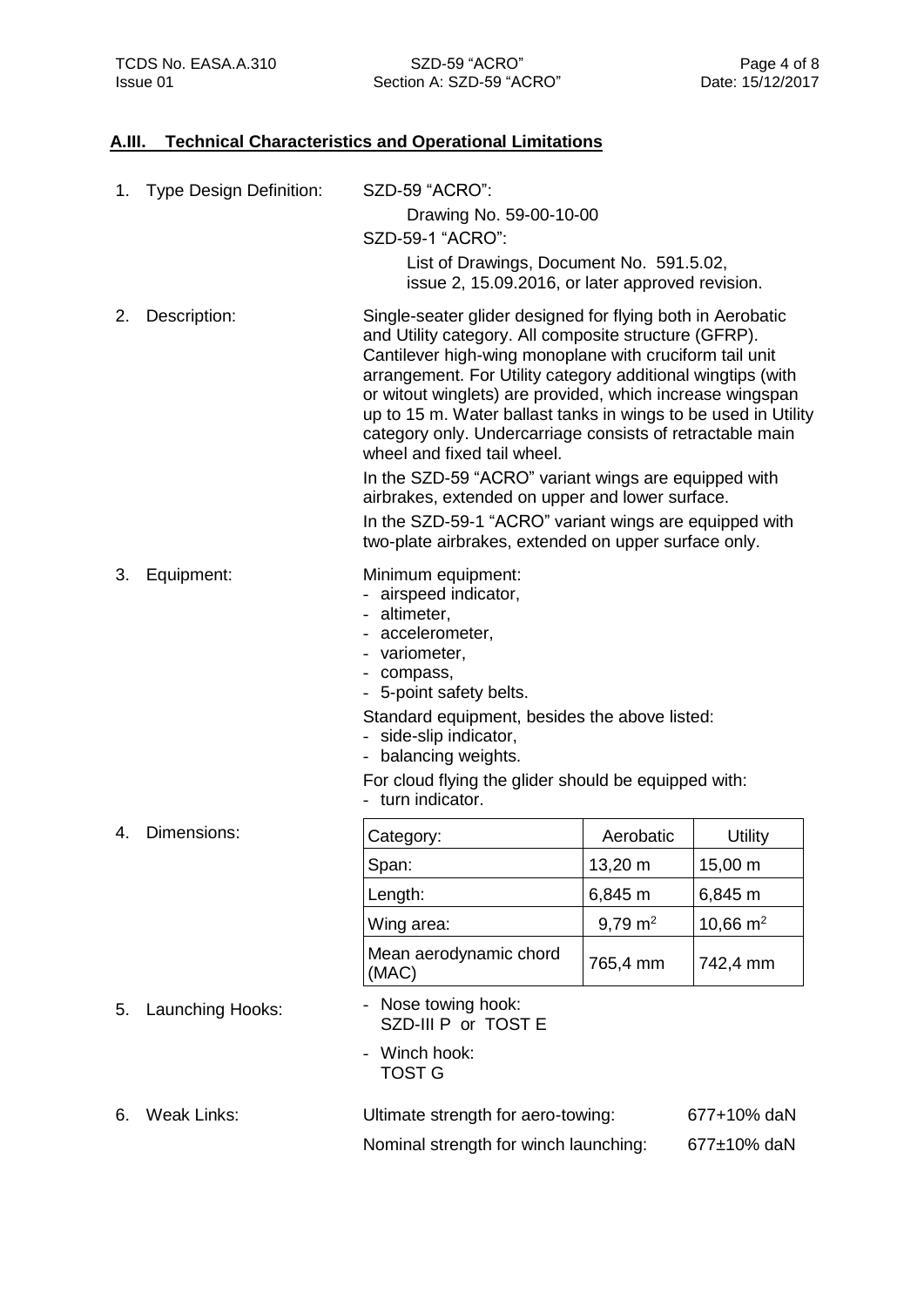## A.III. Technical Characteristics and Operational Limitations

1. Type Design Definition:

   SZD-59 "ACRO":

   Drawing No. 59-00-10-00

   SZD-59-1 "ACRO":

   List of Drawings, Document No. 591.5.02, issue 2, 15.09.2016, or later approved revision.

2. Description:

   Single-seater glider designed for flying both in Aerobatic and Utility category. All composite structure (GFRP). Cantilever high-wing monoplane with cruciform tail unit arrangement. For Utility category additional wingtips (with or witout winglets) are provided, which increase wingspan up to 15 m. Water ballast tanks in wings to be used in Utility category only. Undercarriage consists of retractable main wheel and fixed tail wheel.

   In the SZD-59 "ACRO" variant wings are equipped with airbrakes, extended on upper and lower surface.

   In the SZD-59-1 "ACRO" variant wings are equipped with two-plate airbrakes, extended on upper surface only.

3. Equipment:

   Minimum equipment:
   - airspeed indicator,
   - altimeter,
   - accelerometer,
   - variometer,
   - compass,
   - 5-point safety belts.

   Standard equipment, besides the above listed:
   - side-slip indicator,
   - balancing weights.

   For cloud flying the glider should be equipped with:
   - turn indicator.

4. Dimensions:

| Category: | Aerobatic | Utility |
|---|---|---|
| Span: | 13,20 m | 15,00 m |
| Length: | 6,845 m | 6,845 m |
| Wing area: | 9,79 $m^2$ | 10,66 $m^2$ |
| Mean aerodynamic chord (MAC) | 765,4 mm | 742,4 mm |

5. Launching Hooks:

   - Nose towing hook: SZD-III P or TOST E
   - Winch hook: TOST G

6. Weak Links:

   Ultimate strength for aero-towing: 677+10% daN

   Nominal strength for winch launching: 677±10% daN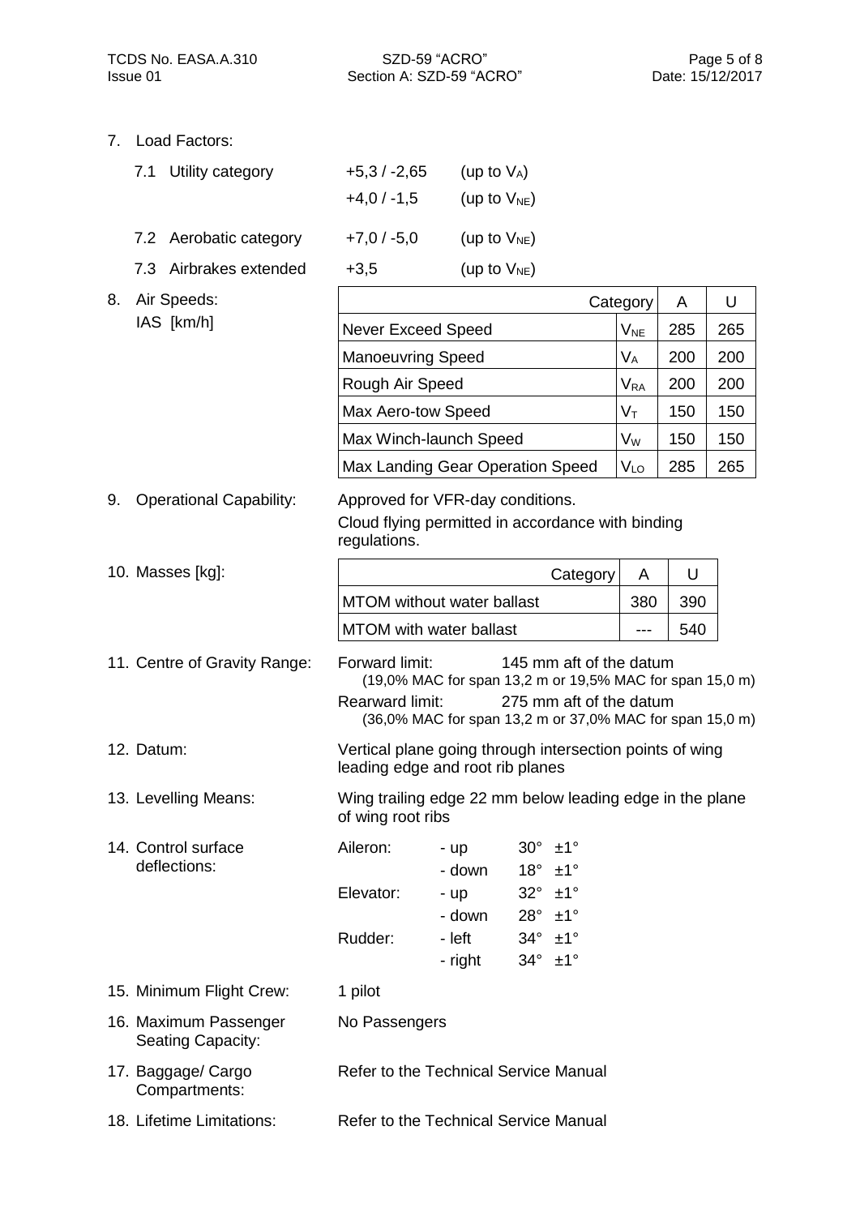7. Load Factors:

   7.1 Utility category: +5,3 / -2,65 (up to $V_A$)
   +4,0 / -1,5 (up to $V_{NE}$)

   7.2 Aerobatic category: +7,0 / -5,0 (up to $V_{NE}$)

   7.3 Airbrakes extended: +3,5 (up to $V_{NE}$)

8. Air Speeds:
   IAS [km/h]

| | Category | A | U |
|---|---|---|---|
| Never Exceed Speed | $V_{NE}$ | 285 | 265 |
| Manoeuvring Speed | $V_A$ | 200 | 200 |
| Rough Air Speed | $V_{RA}$ | 200 | 200 |
| Max Aero-tow Speed | $V_T$ | 150 | 150 |
| Max Winch-launch Speed | $V_W$ | 150 | 150 |
| Max Landing Gear Operation Speed | $V_{LO}$ | 285 | 265 |

9. Operational Capability: Approved for VFR-day conditions.
   Cloud flying permitted in accordance with binding regulations.

10. Masses [kg]:

| Category | A | U |
|---|---|---|
| MTOM without water ballast | 380 | 390 |
| MTOM with water ballast | --- | 540 |

11. Centre of Gravity Range:
    Forward limit: 145 mm aft of the datum
    (19,0% MAC for span 13,2 m or 19,5% MAC for span 15,0 m)
    Rearward limit: 275 mm aft of the datum
    (36,0% MAC for span 13,2 m or 37,0% MAC for span 15,0 m)

12. Datum: Vertical plane going through intersection points of wing leading edge and root rib planes

13. Levelling Means: Wing trailing edge 22 mm below leading edge in the plane of wing root ribs

14. Control surface deflections:

| | | |
|---|---|---|
| Aileron: | - up | 30° ±1° |
| | - down | 18° ±1° |
| Elevator: | - up | 32° ±1° |
| | - down | 28° ±1° |
| Rudder: | - left | 34° ±1° |
| | - right | 34° ±1° |

15. Minimum Flight Crew: 1 pilot

16. Maximum Passenger Seating Capacity: No Passengers

17. Baggage/ Cargo Compartments: Refer to the Technical Service Manual

18. Lifetime Limitations: Refer to the Technical Service Manual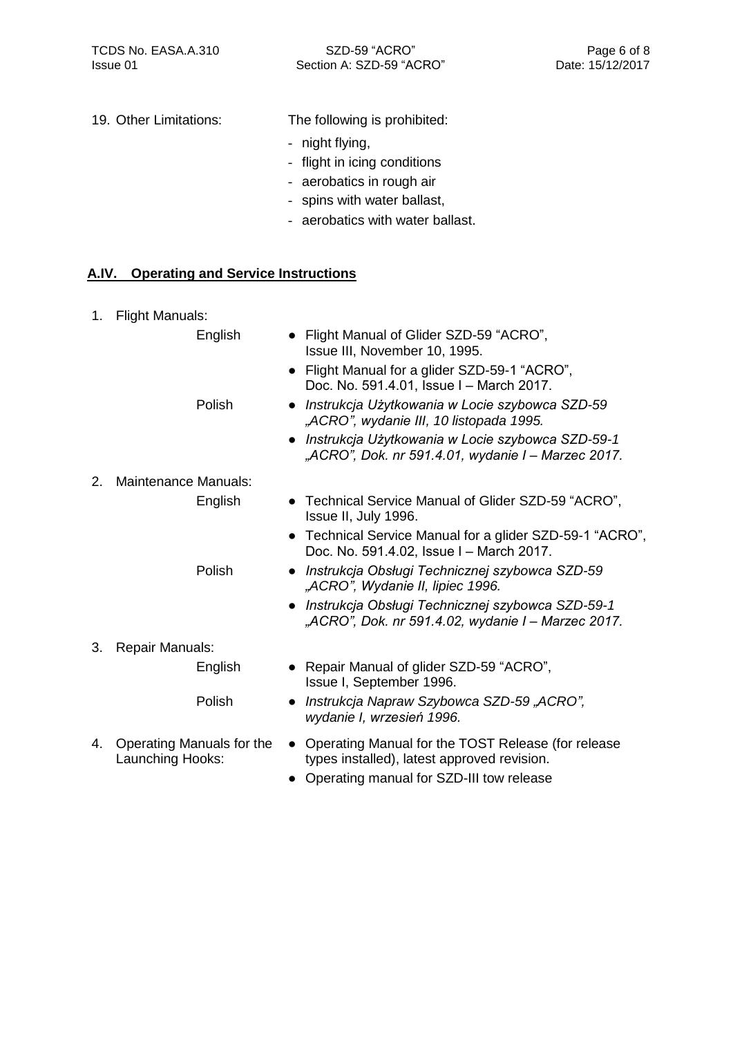19. Other Limitations: The following is prohibited:

- night flying,
- flight in icing conditions
- aerobatics in rough air
- spins with water ballast,
- aerobatics with water ballast.

## A.IV. Operating and Service Instructions

1. Flight Manuals:

   English
   - Flight Manual of Glider SZD-59 "ACRO", Issue III, November 10, 1995.
   - Flight Manual for a glider SZD-59-1 "ACRO", Doc. No. 591.4.01, Issue I – March 2017.

   Polish
   - *Instrukcja Użytkowania w Locie szybowca SZD-59 „ACRO", wydanie III, 10 listopada 1995.*
   - *Instrukcja Użytkowania w Locie szybowca SZD-59-1 „ACRO", Dok. nr 591.4.01, wydanie I – Marzec 2017.*

2. Maintenance Manuals:

   English
   - Technical Service Manual of Glider SZD-59 "ACRO", Issue II, July 1996.
   - Technical Service Manual for a glider SZD-59-1 "ACRO", Doc. No. 591.4.02, Issue I – March 2017.

   Polish
   - *Instrukcja Obsługi Technicznej szybowca SZD-59 „ACRO", Wydanie II, lipiec 1996.*
   - *Instrukcja Obsługi Technicznej szybowca SZD-59-1 „ACRO", Dok. nr 591.4.02, wydanie I – Marzec 2017.*

3. Repair Manuals:

   English
   - Repair Manual of glider SZD-59 "ACRO", Issue I, September 1996.

   Polish
   - *Instrukcja Napraw Szybowca SZD-59 „ACRO", wydanie I, wrzesień 1996.*

4. Operating Manuals for the Launching Hooks:
   - Operating Manual for the TOST Release (for release types installed), latest approved revision.
   - Operating manual for SZD-III tow release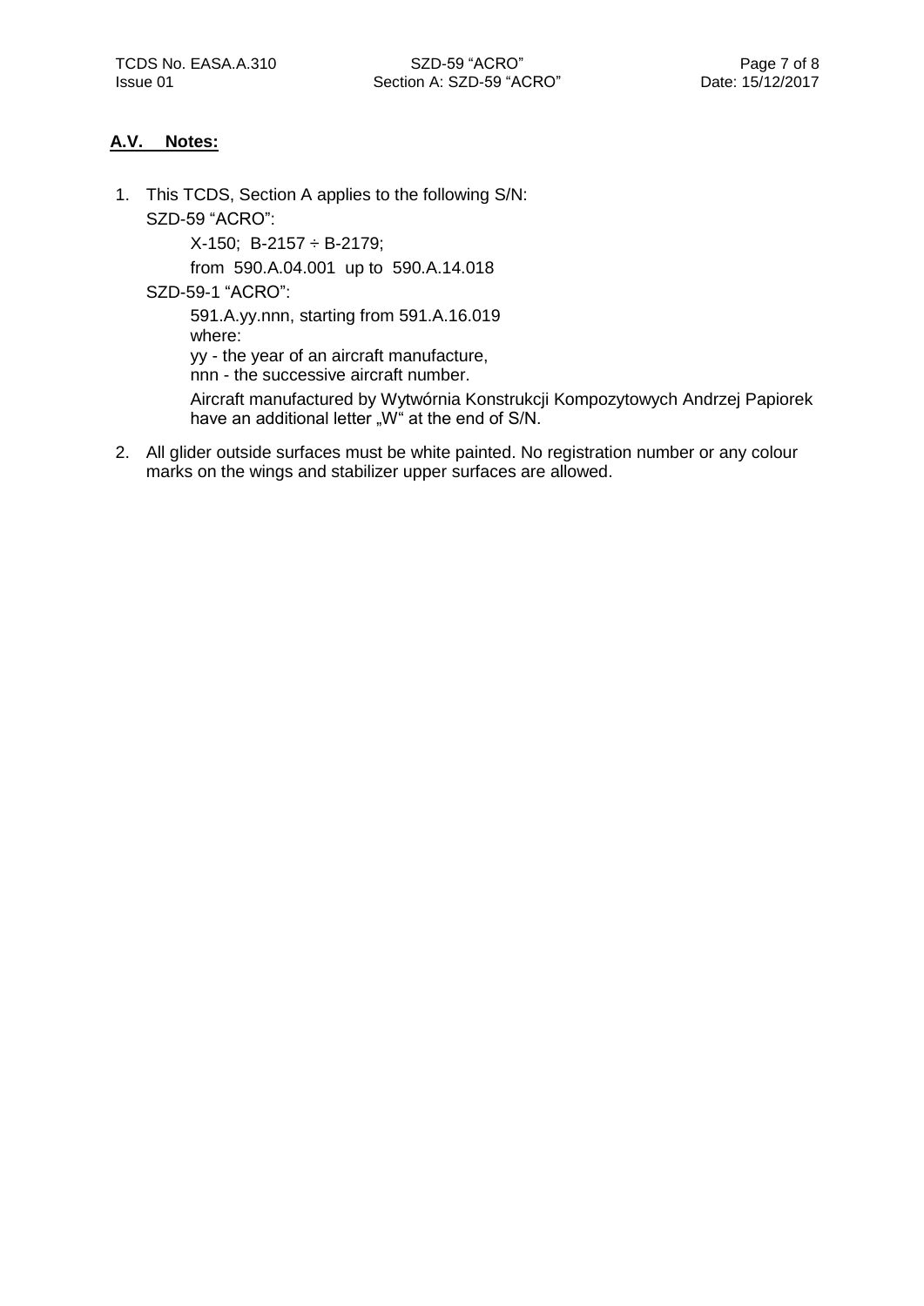## A.V. Notes:

1. This TCDS, Section A applies to the following S/N:

   SZD-59 "ACRO":

   X-150; B-2157 ÷ B-2179;

   from 590.A.04.001 up to 590.A.14.018

   SZD-59-1 "ACRO":

   591.A.yy.nnn, starting from 591.A.16.019
   where:
   yy - the year of an aircraft manufacture,
   nnn - the successive aircraft number.

   Aircraft manufactured by Wytwórnia Konstrukcji Kompozytowych Andrzej Papiorek have an additional letter „W" at the end of S/N.

2. All glider outside surfaces must be white painted. No registration number or any colour marks on the wings and stabilizer upper surfaces are allowed.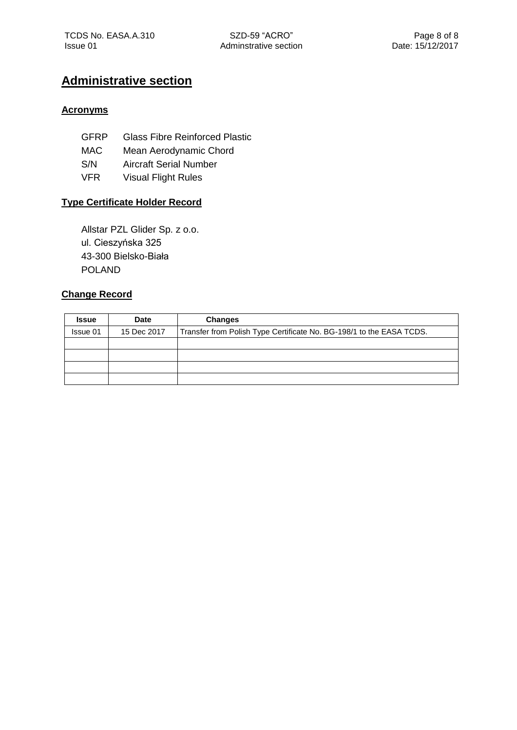# Administrative section

## Acronyms

| | |
|---|---|
| GFRP | Glass Fibre Reinforced Plastic |
| MAC | Mean Aerodynamic Chord |
| S/N | Aircraft Serial Number |
| VFR | Visual Flight Rules |

## Type Certificate Holder Record

Allstar PZL Glider Sp. z o.o.
ul. Cieszyńska 325
43-300 Bielsko-Biała
POLAND

## Change Record

| Issue | Date | Changes |
|---|---|---|
| Issue 01 | 15 Dec 2017 | Transfer from Polish Type Certificate No. BG-198/1 to the EASA TCDS. |
| | | |
| | | |
| | | |
| | | |